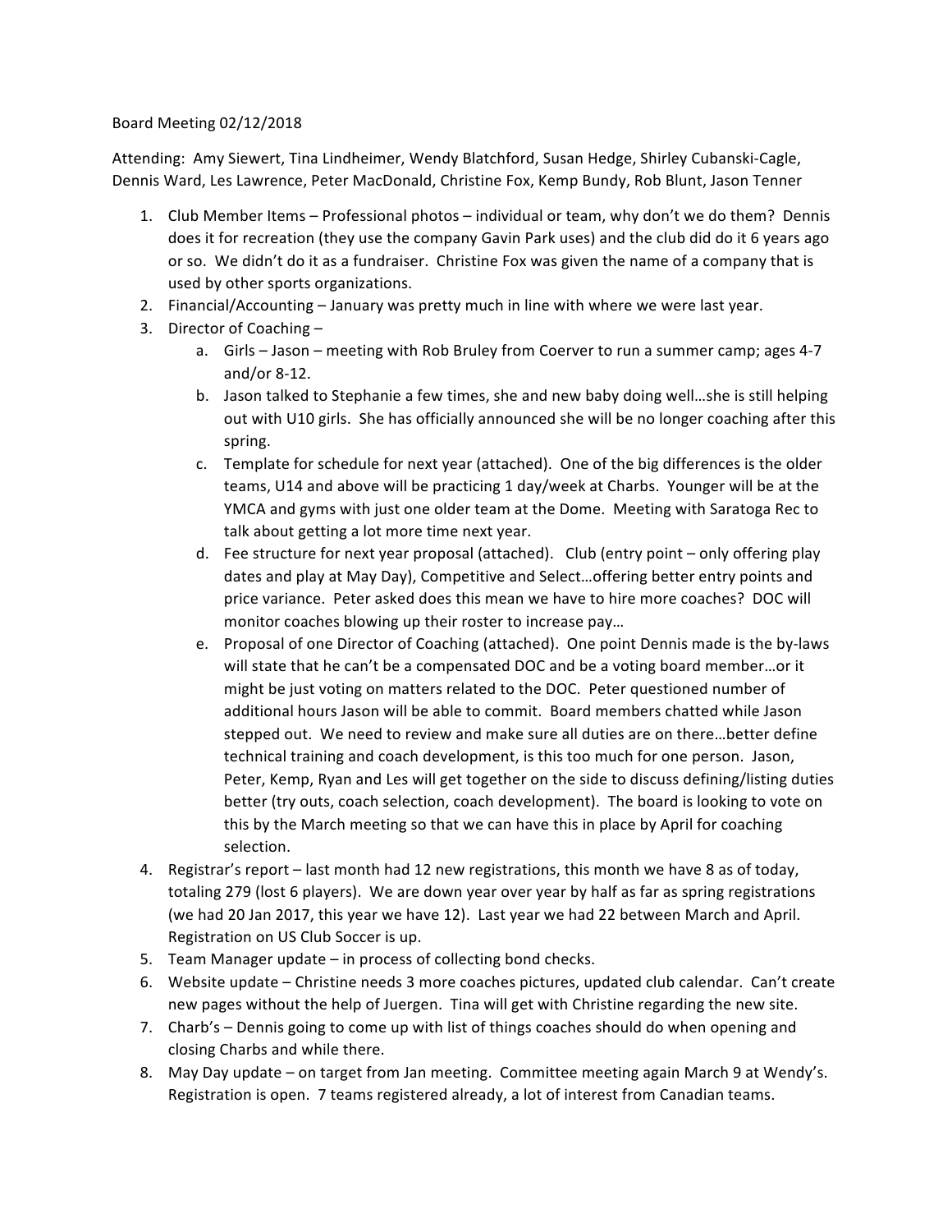Board Meeting 02/12/2018

Attending: Amy Siewert, Tina Lindheimer, Wendy Blatchford, Susan Hedge, Shirley Cubanski-Cagle, Dennis Ward, Les Lawrence, Peter MacDonald, Christine Fox, Kemp Bundy, Rob Blunt, Jason Tenner

1. Club Member Items – Professional photos – individual or team, why don't we do them? Dennis does it for recreation (they use the company Gavin Park uses) and the club did do it 6 years ago or so. We didn't do it as a fundraiser. Christine Fox was given the name of a company that is used by other sports organizations.
2. Financial/Accounting – January was pretty much in line with where we were last year.
3. Director of Coaching –
   a. Girls – Jason – meeting with Rob Bruley from Coerver to run a summer camp; ages 4-7 and/or 8-12.
   b. Jason talked to Stephanie a few times, she and new baby doing well…she is still helping out with U10 girls. She has officially announced she will be no longer coaching after this spring.
   c. Template for schedule for next year (attached). One of the big differences is the older teams, U14 and above will be practicing 1 day/week at Charbs. Younger will be at the YMCA and gyms with just one older team at the Dome. Meeting with Saratoga Rec to talk about getting a lot more time next year.
   d. Fee structure for next year proposal (attached). Club (entry point – only offering play dates and play at May Day), Competitive and Select…offering better entry points and price variance. Peter asked does this mean we have to hire more coaches? DOC will monitor coaches blowing up their roster to increase pay…
   e. Proposal of one Director of Coaching (attached). One point Dennis made is the by-laws will state that he can't be a compensated DOC and be a voting board member…or it might be just voting on matters related to the DOC. Peter questioned number of additional hours Jason will be able to commit. Board members chatted while Jason stepped out. We need to review and make sure all duties are on there…better define technical training and coach development, is this too much for one person. Jason, Peter, Kemp, Ryan and Les will get together on the side to discuss defining/listing duties better (try outs, coach selection, coach development). The board is looking to vote on this by the March meeting so that we can have this in place by April for coaching selection.
4. Registrar's report – last month had 12 new registrations, this month we have 8 as of today, totaling 279 (lost 6 players). We are down year over year by half as far as spring registrations (we had 20 Jan 2017, this year we have 12). Last year we had 22 between March and April. Registration on US Club Soccer is up.
5. Team Manager update – in process of collecting bond checks.
6. Website update – Christine needs 3 more coaches pictures, updated club calendar. Can't create new pages without the help of Juergen. Tina will get with Christine regarding the new site.
7. Charb's – Dennis going to come up with list of things coaches should do when opening and closing Charbs and while there.
8. May Day update – on target from Jan meeting. Committee meeting again March 9 at Wendy's. Registration is open. 7 teams registered already, a lot of interest from Canadian teams.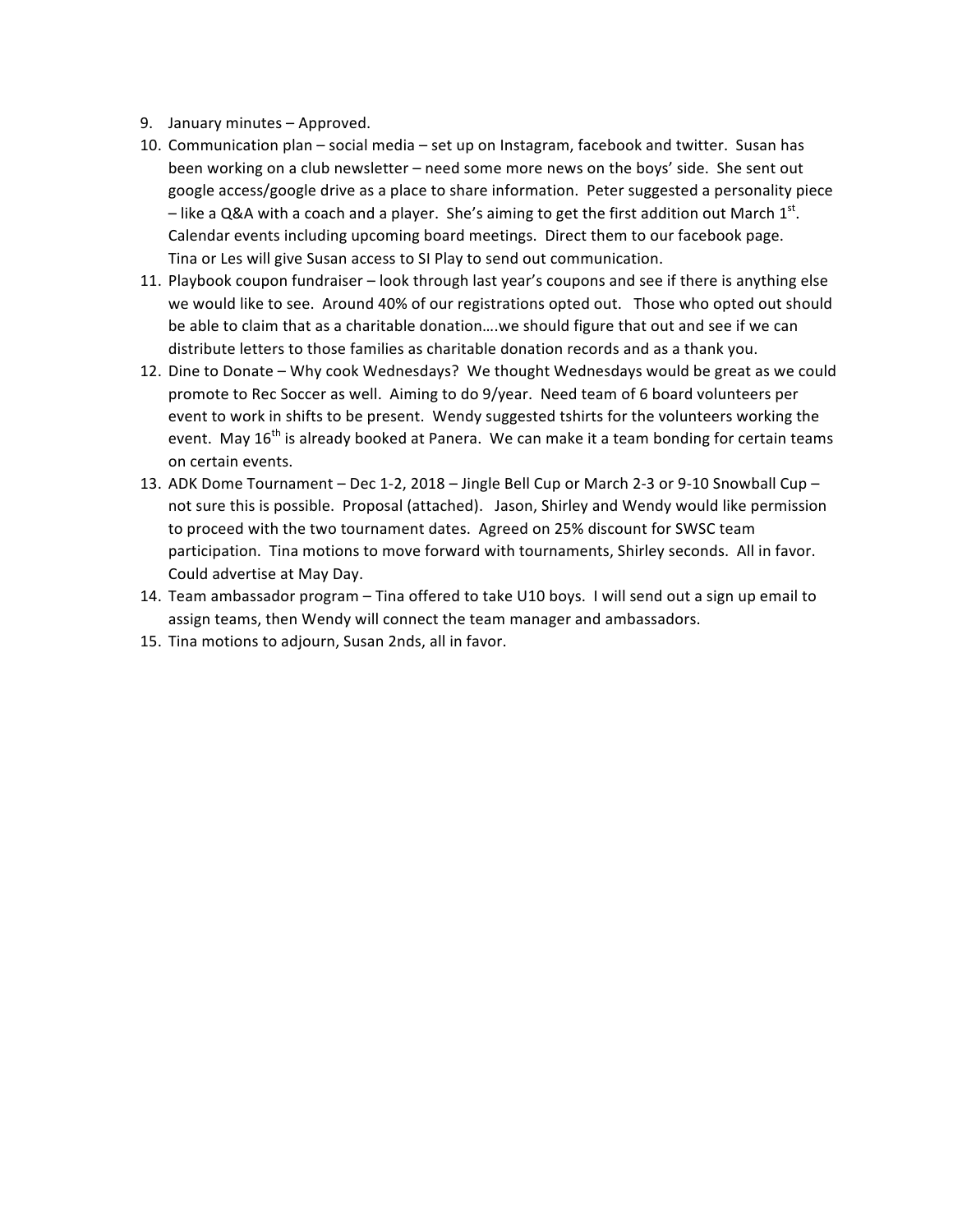9. January minutes – Approved.
10. Communication plan – social media – set up on Instagram, facebook and twitter. Susan has been working on a club newsletter – need some more news on the boys' side. She sent out google access/google drive as a place to share information. Peter suggested a personality piece – like a Q&A with a coach and a player. She's aiming to get the first addition out March 1st. Calendar events including upcoming board meetings. Direct them to our facebook page. Tina or Les will give Susan access to SI Play to send out communication.
11. Playbook coupon fundraiser – look through last year's coupons and see if there is anything else we would like to see. Around 40% of our registrations opted out. Those who opted out should be able to claim that as a charitable donation….we should figure that out and see if we can distribute letters to those families as charitable donation records and as a thank you.
12. Dine to Donate – Why cook Wednesdays? We thought Wednesdays would be great as we could promote to Rec Soccer as well. Aiming to do 9/year. Need team of 6 board volunteers per event to work in shifts to be present. Wendy suggested tshirts for the volunteers working the event. May 16th is already booked at Panera. We can make it a team bonding for certain teams on certain events.
13. ADK Dome Tournament – Dec 1-2, 2018 – Jingle Bell Cup or March 2-3 or 9-10 Snowball Cup – not sure this is possible. Proposal (attached). Jason, Shirley and Wendy would like permission to proceed with the two tournament dates. Agreed on 25% discount for SWSC team participation. Tina motions to move forward with tournaments, Shirley seconds. All in favor. Could advertise at May Day.
14. Team ambassador program – Tina offered to take U10 boys. I will send out a sign up email to assign teams, then Wendy will connect the team manager and ambassadors.
15. Tina motions to adjourn, Susan 2nds, all in favor.